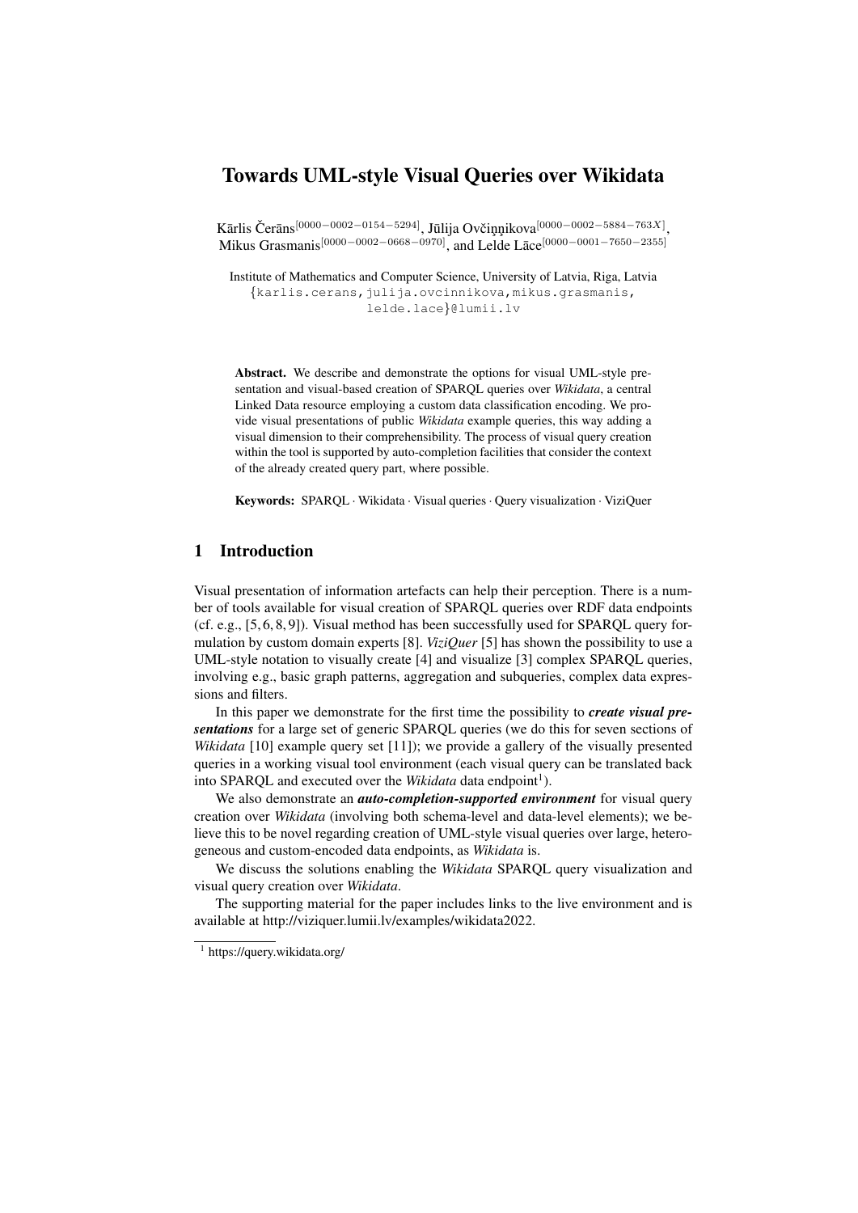# Towards UML-style Visual Queries over Wikidata

Kārlis Čerāns[0000-0002-0154-5294], Jūlija Ovčiņņikova[0000-0002-5884-763X], Mikus Grasmanis[0000-0002-0668-0970], and Lelde Lāce[0000-0001-7650-2355]

Institute of Mathematics and Computer Science, University of Latvia, Riga, Latvia
{karlis.cerans,julija.ovcinnikova,mikus.grasmanis,lelde.lace}@lumii.lv

**Abstract.** We describe and demonstrate the options for visual UML-style presentation and visual-based creation of SPARQL queries over *Wikidata*, a central Linked Data resource employing a custom data classification encoding. We provide visual presentations of public *Wikidata* example queries, this way adding a visual dimension to their comprehensibility. The process of visual query creation within the tool is supported by auto-completion facilities that consider the context of the already created query part, where possible.

**Keywords:** SPARQL · Wikidata · Visual queries · Query visualization · ViziQuer

## 1 Introduction

Visual presentation of information artefacts can help their perception. There is a number of tools available for visual creation of SPARQL queries over RDF data endpoints (cf. e.g., [5, 6, 8, 9]). Visual method has been successfully used for SPARQL query formulation by custom domain experts [8]. *ViziQuer* [5] has shown the possibility to use a UML-style notation to visually create [4] and visualize [3] complex SPARQL queries, involving e.g., basic graph patterns, aggregation and subqueries, complex data expressions and filters.

In this paper we demonstrate for the first time the possibility to ***create visual presentations*** for a large set of generic SPARQL queries (we do this for seven sections of *Wikidata* [10] example query set [11]); we provide a gallery of the visually presented queries in a working visual tool environment (each visual query can be translated back into SPARQL and executed over the *Wikidata* data endpoint[1]).

We also demonstrate an ***auto-completion-supported environment*** for visual query creation over *Wikidata* (involving both schema-level and data-level elements); we believe this to be novel regarding creation of UML-style visual queries over large, heterogeneous and custom-encoded data endpoints, as *Wikidata* is.

We discuss the solutions enabling the *Wikidata* SPARQL query visualization and visual query creation over *Wikidata*.

The supporting material for the paper includes links to the live environment and is available at http://viziquer.lumii.lv/examples/wikidata2022.

[1] https://query.wikidata.org/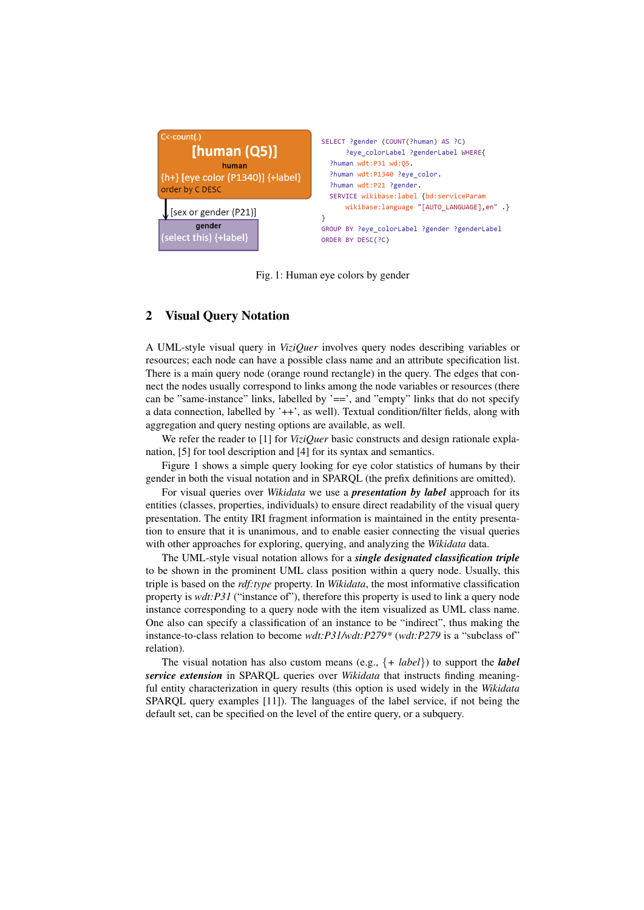C<-count(.)
[human (Q5)]
human
{h+} [eye color (P1340)] {+label}
order by C DESC

[sex or gender (P21)]
gender
(select this) {+label}

```
SELECT ?gender (COUNT(?human) AS ?C)
      ?eye_colorLabel ?genderLabel WHERE{
  ?human wdt:P31 wd:Q5.
  ?human wdt:P1340 ?eye_color.
  ?human wdt:P21 ?gender.
  SERVICE wikibase:label {bd:serviceParam
      wikibase:language "[AUTO_LANGUAGE],en" .}
}
GROUP BY ?eye_colorLabel ?gender ?genderLabel
ORDER BY DESC(?C)
```

Fig. 1: Human eye colors by gender

## 2 Visual Query Notation

A UML-style visual query in *ViziQuer* involves query nodes describing variables or resources; each node can have a possible class name and an attribute specification list. There is a main query node (orange round rectangle) in the query. The edges that connect the nodes usually correspond to links among the node variables or resources (there can be "same-instance" links, labelled by '==', and "empty" links that do not specify a data connection, labelled by '++', as well). Textual condition/filter fields, along with aggregation and query nesting options are available, as well.

We refer the reader to [1] for *ViziQuer* basic constructs and design rationale explanation, [5] for tool description and [4] for its syntax and semantics.

Figure 1 shows a simple query looking for eye color statistics of humans by their gender in both the visual notation and in SPARQL (the prefix definitions are omitted).

For visual queries over *Wikidata* we use a ***presentation by label*** approach for its entities (classes, properties, individuals) to ensure direct readability of the visual query presentation. The entity IRI fragment information is maintained in the entity presentation to ensure that it is unanimous, and to enable easier connecting the visual queries with other approaches for exploring, querying, and analyzing the *Wikidata* data.

The UML-style visual notation allows for a ***single designated classification triple*** to be shown in the prominent UML class position within a query node. Usually, this triple is based on the *rdf:type* property. In *Wikidata*, the most informative classification property is *wdt:P31* ("instance of"), therefore this property is used to link a query node instance corresponding to a query node with the item visualized as UML class name. One also can specify a classification of an instance to be "indirect", thus making the instance-to-class relation to become *wdt:P31/wdt:P279\** (*wdt:P279* is a "subclass of" relation).

The visual notation has also custom means (e.g., {+ *label*}) to support the ***label service extension*** in SPARQL queries over *Wikidata* that instructs finding meaningful entity characterization in query results (this option is used widely in the *Wikidata* SPARQL query examples [11]). The languages of the label service, if not being the default set, can be specified on the level of the entire query, or a subquery.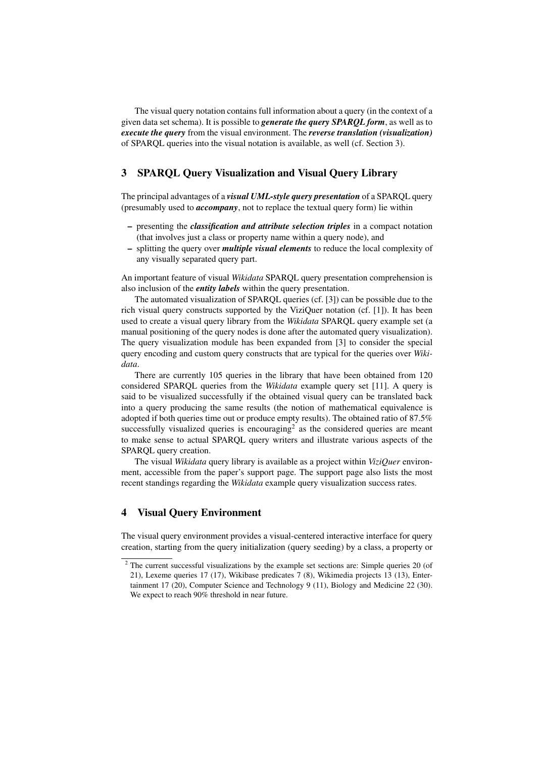The visual query notation contains full information about a query (in the context of a given data set schema). It is possible to ***generate the query SPARQL form***, as well as to ***execute the query*** from the visual environment. The ***reverse translation (visualization)*** of SPARQL queries into the visual notation is available, as well (cf. Section 3).

## 3 SPARQL Query Visualization and Visual Query Library

The principal advantages of a ***visual UML-style query presentation*** of a SPARQL query (presumably used to ***accompany***, not to replace the textual query form) lie within

- presenting the ***classification and attribute selection triples*** in a compact notation (that involves just a class or property name within a query node), and
- splitting the query over ***multiple visual elements*** to reduce the local complexity of any visually separated query part.

An important feature of visual *Wikidata* SPARQL query presentation comprehension is also inclusion of the ***entity labels*** within the query presentation.

The automated visualization of SPARQL queries (cf. [3]) can be possible due to the rich visual query constructs supported by the ViziQuer notation (cf. [1]). It has been used to create a visual query library from the *Wikidata* SPARQL query example set (a manual positioning of the query nodes is done after the automated query visualization). The query visualization module has been expanded from [3] to consider the special query encoding and custom query constructs that are typical for the queries over *Wikidata*.

There are currently 105 queries in the library that have been obtained from 120 considered SPARQL queries from the *Wikidata* example query set [11]. A query is said to be visualized successfully if the obtained visual query can be translated back into a query producing the same results (the notion of mathematical equivalence is adopted if both queries time out or produce empty results). The obtained ratio of 87.5% successfully visualized queries is encouraging[2] as the considered queries are meant to make sense to actual SPARQL query writers and illustrate various aspects of the SPARQL query creation.

The visual *Wikidata* query library is available as a project within *ViziQuer* environment, accessible from the paper's support page. The support page also lists the most recent standings regarding the *Wikidata* example query visualization success rates.

## 4 Visual Query Environment

The visual query environment provides a visual-centered interactive interface for query creation, starting from the query initialization (query seeding) by a class, a property or

[2] The current successful visualizations by the example set sections are: Simple queries 20 (of 21), Lexeme queries 17 (17), Wikibase predicates 7 (8), Wikimedia projects 13 (13), Entertainment 17 (20), Computer Science and Technology 9 (11), Biology and Medicine 22 (30). We expect to reach 90% threshold in near future.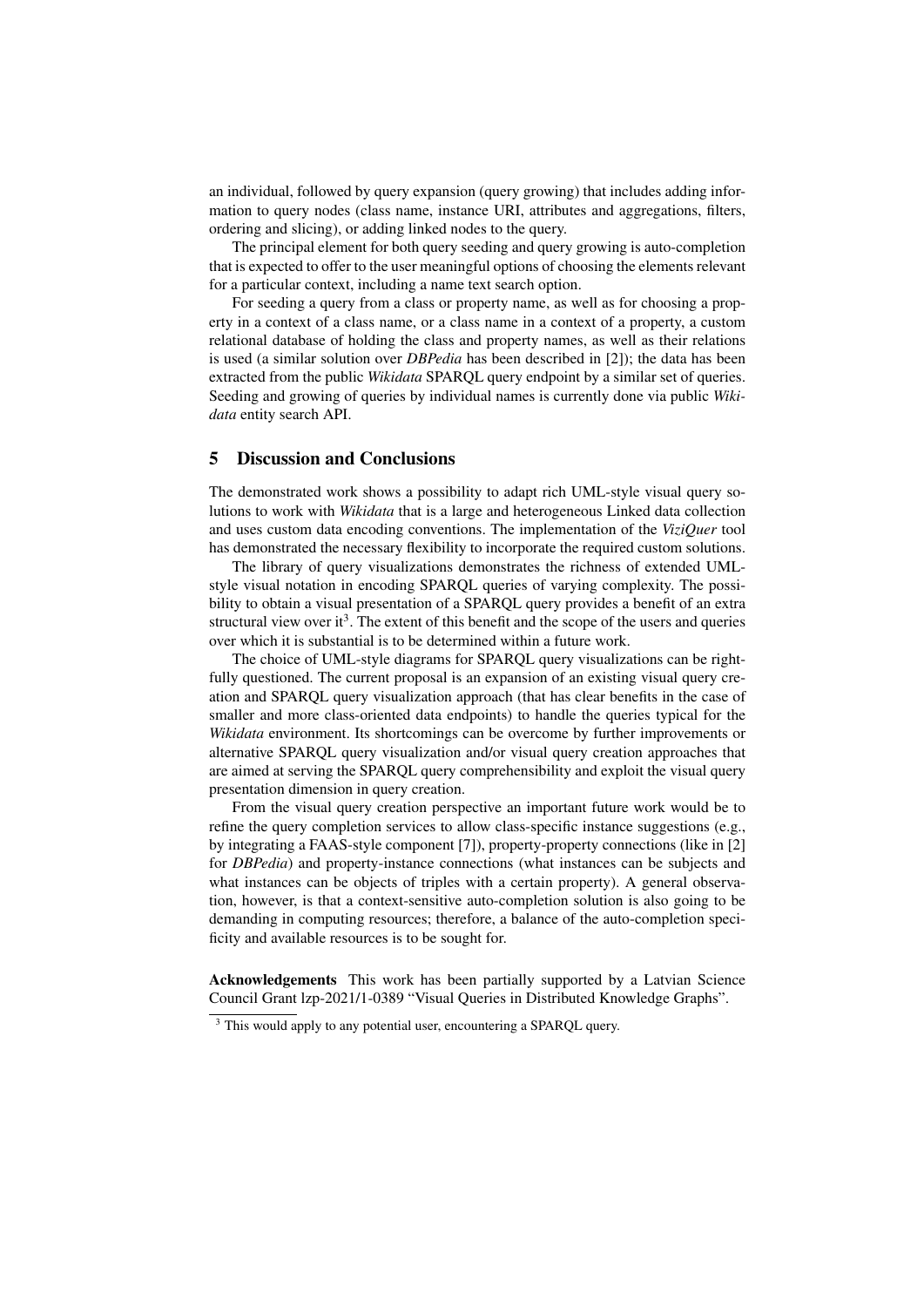an individual, followed by query expansion (query growing) that includes adding information to query nodes (class name, instance URI, attributes and aggregations, filters, ordering and slicing), or adding linked nodes to the query.

The principal element for both query seeding and query growing is auto-completion that is expected to offer to the user meaningful options of choosing the elements relevant for a particular context, including a name text search option.

For seeding a query from a class or property name, as well as for choosing a property in a context of a class name, or a class name in a context of a property, a custom relational database of holding the class and property names, as well as their relations is used (a similar solution over *DBPedia* has been described in [2]); the data has been extracted from the public *Wikidata* SPARQL query endpoint by a similar set of queries. Seeding and growing of queries by individual names is currently done via public *Wikidata* entity search API.

## 5 Discussion and Conclusions

The demonstrated work shows a possibility to adapt rich UML-style visual query solutions to work with *Wikidata* that is a large and heterogeneous Linked data collection and uses custom data encoding conventions. The implementation of the *ViziQuer* tool has demonstrated the necessary flexibility to incorporate the required custom solutions.

The library of query visualizations demonstrates the richness of extended UML-style visual notation in encoding SPARQL queries of varying complexity. The possibility to obtain a visual presentation of a SPARQL query provides a benefit of an extra structural view over it[3]. The extent of this benefit and the scope of the users and queries over which it is substantial is to be determined within a future work.

The choice of UML-style diagrams for SPARQL query visualizations can be rightfully questioned. The current proposal is an expansion of an existing visual query creation and SPARQL query visualization approach (that has clear benefits in the case of smaller and more class-oriented data endpoints) to handle the queries typical for the *Wikidata* environment. Its shortcomings can be overcome by further improvements or alternative SPARQL query visualization and/or visual query creation approaches that are aimed at serving the SPARQL query comprehensibility and exploit the visual query presentation dimension in query creation.

From the visual query creation perspective an important future work would be to refine the query completion services to allow class-specific instance suggestions (e.g., by integrating a FAAS-style component [7]), property-property connections (like in [2] for *DBPedia*) and property-instance connections (what instances can be subjects and what instances can be objects of triples with a certain property). A general observation, however, is that a context-sensitive auto-completion solution is also going to be demanding in computing resources; therefore, a balance of the auto-completion specificity and available resources is to be sought for.

**Acknowledgements** This work has been partially supported by a Latvian Science Council Grant lzp-2021/1-0389 “Visual Queries in Distributed Knowledge Graphs”.

[3] This would apply to any potential user, encountering a SPARQL query.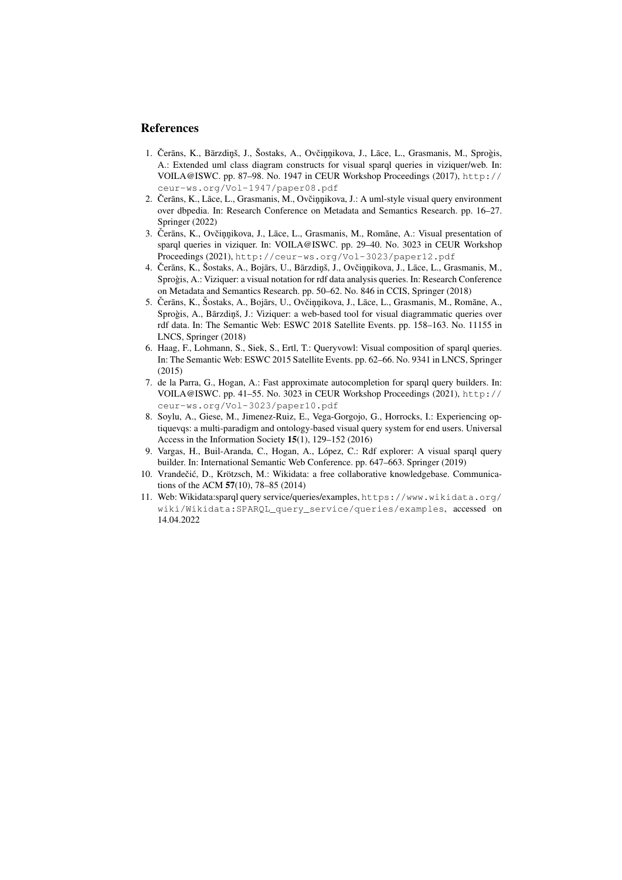## References

1. Čerāns, K., Bārzdiņš, J., Šostaks, A., Ovčiņņikova, J., Lāce, L., Grasmanis, M., Sproģis, A.: Extended uml class diagram constructs for visual sparql queries in viziquer/web. In: VOILA@ISWC. pp. 87–98. No. 1947 in CEUR Workshop Proceedings (2017), http://ceur-ws.org/Vol-1947/paper08.pdf
2. Čerāns, K., Lāce, L., Grasmanis, M., Ovčiņņikova, J.: A uml-style visual query environment over dbpedia. In: Research Conference on Metadata and Semantics Research. pp. 16–27. Springer (2022)
3. Čerāns, K., Ovčiņņikova, J., Lāce, L., Grasmanis, M., Romāne, A.: Visual presentation of sparql queries in viziquer. In: VOILA@ISWC. pp. 29–40. No. 3023 in CEUR Workshop Proceedings (2021), http://ceur-ws.org/Vol-3023/paper12.pdf
4. Čerāns, K., Šostaks, A., Bojārs, U., Bārzdiņš, J., Ovčiņņikova, J., Lāce, L., Grasmanis, M., Sproģis, A.: Viziquer: a visual notation for rdf data analysis queries. In: Research Conference on Metadata and Semantics Research. pp. 50–62. No. 846 in CCIS, Springer (2018)
5. Čerāns, K., Šostaks, A., Bojārs, U., Ovčiņņikova, J., Lāce, L., Grasmanis, M., Romāne, A., Sproģis, A., Bārzdiņš, J.: Viziquer: a web-based tool for visual diagrammatic queries over rdf data. In: The Semantic Web: ESWC 2018 Satellite Events. pp. 158–163. No. 11155 in LNCS, Springer (2018)
6. Haag, F., Lohmann, S., Siek, S., Ertl, T.: Queryvowl: Visual composition of sparql queries. In: The Semantic Web: ESWC 2015 Satellite Events. pp. 62–66. No. 9341 in LNCS, Springer (2015)
7. de la Parra, G., Hogan, A.: Fast approximate autocompletion for sparql query builders. In: VOILA@ISWC. pp. 41–55. No. 3023 in CEUR Workshop Proceedings (2021), http://ceur-ws.org/Vol-3023/paper10.pdf
8. Soylu, A., Giese, M., Jimenez-Ruiz, E., Vega-Gorgojo, G., Horrocks, I.: Experiencing optiquevqs: a multi-paradigm and ontology-based visual query system for end users. Universal Access in the Information Society **15**(1), 129–152 (2016)
9. Vargas, H., Buil-Aranda, C., Hogan, A., López, C.: Rdf explorer: A visual sparql query builder. In: International Semantic Web Conference. pp. 647–663. Springer (2019)
10. Vrandečić, D., Krötzsch, M.: Wikidata: a free collaborative knowledgebase. Communications of the ACM **57**(10), 78–85 (2014)
11. Web: Wikidata:sparql query service/queries/examples, https://www.wikidata.org/wiki/Wikidata:SPARQL_query_service/queries/examples, accessed on 14.04.2022